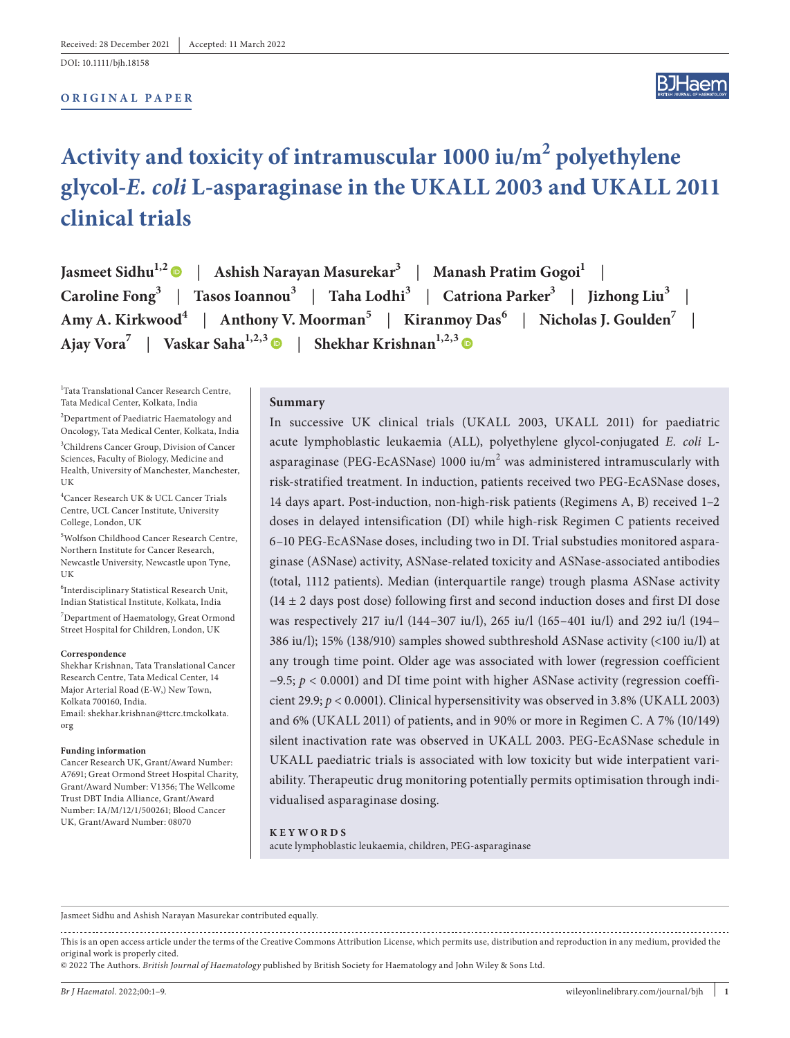Received: 28 December 2021 | Accepted: 11 March 2022

DOI: 10.1111/bjh.18158

**ORIGINAL PAPER**

# Activity and toxicity of intramuscular 1000 iu/m$^2$ polyethylene glycol-*E. coli* L-asparaginase in the UKALL 2003 and UKALL 2011 clinical trials

**Jasmeet Sidhu**[1,2] | **Ashish Narayan Masurekar**[3] | **Manash Pratim Gogoi**[1] | **Caroline Fong**[3] | **Tasos Ioannou**[3] | **Taha Lodhi**[3] | **Catriona Parker**[3] | **Jizhong Liu**[3] | **Amy A. Kirkwood**[4] | **Anthony V. Moorman**[5] | **Kiranmoy Das**[6] | **Nicholas J. Goulden**[7] | **Ajay Vora**[7] | **Vaskar Saha**[1,2,3] | **Shekhar Krishnan**[1,2,3]

[1]Tata Translational Cancer Research Centre, Tata Medical Center, Kolkata, India

[2]Department of Paediatric Haematology and Oncology, Tata Medical Center, Kolkata, India

[3]Childrens Cancer Group, Division of Cancer Sciences, Faculty of Biology, Medicine and Health, University of Manchester, Manchester, UK

[4]Cancer Research UK & UCL Cancer Trials Centre, UCL Cancer Institute, University College, London, UK

[5]Wolfson Childhood Cancer Research Centre, Northern Institute for Cancer Research, Newcastle University, Newcastle upon Tyne, UK

[6]Interdisciplinary Statistical Research Unit, Indian Statistical Institute, Kolkata, India

[7]Department of Haematology, Great Ormond Street Hospital for Children, London, UK

**Correspondence**

Shekhar Krishnan, Tata Translational Cancer Research Centre, Tata Medical Center, 14 Major Arterial Road (E-W,) New Town, Kolkata 700160, India.
Email: shekhar.krishnan@ttcrc.tmckolkata.org

**Funding information**

Cancer Research UK, Grant/Award Number: A7691; Great Ormond Street Hospital Charity, Grant/Award Number: V1356; The Wellcome Trust DBT India Alliance, Grant/Award Number: IA/M/12/1/500261; Blood Cancer UK, Grant/Award Number: 08070

## Summary

In successive UK clinical trials (UKALL 2003, UKALL 2011) for paediatric acute lymphoblastic leukaemia (ALL), polyethylene glycol-conjugated *E. coli* L-asparaginase (PEG-EcASNase) 1000 iu/m$^2$ was administered intramuscularly with risk-stratified treatment. In induction, patients received two PEG-EcASNase doses, 14 days apart. Post-induction, non-high-risk patients (Regimens A, B) received 1–2 doses in delayed intensification (DI) while high-risk Regimen C patients received 6–10 PEG-EcASNase doses, including two in DI. Trial substudies monitored asparaginase (ASNase) activity, ASNase-related toxicity and ASNase-associated antibodies (total, 1112 patients). Median (interquartile range) trough plasma ASNase activity (14 ± 2 days post dose) following first and second induction doses and first DI dose was respectively 217 iu/l (144–307 iu/l), 265 iu/l (165–401 iu/l) and 292 iu/l (194–386 iu/l); 15% (138/910) samples showed subthreshold ASNase activity (<100 iu/l) at any trough time point. Older age was associated with lower (regression coefficient −9.5; $p < 0.0001$) and DI time point with higher ASNase activity (regression coefficient 29.9; $p < 0.0001$). Clinical hypersensitivity was observed in 3.8% (UKALL 2003) and 6% (UKALL 2011) of patients, and in 90% or more in Regimen C. A 7% (10/149) silent inactivation rate was observed in UKALL 2003. PEG-EcASNase schedule in UKALL paediatric trials is associated with low toxicity but wide interpatient variability. Therapeutic drug monitoring potentially permits optimisation through individualised asparaginase dosing.

**KEYWORDS**

acute lymphoblastic leukaemia, children, PEG-asparaginase

Jasmeet Sidhu and Ashish Narayan Masurekar contributed equally.

This is an open access article under the terms of the Creative Commons Attribution License, which permits use, distribution and reproduction in any medium, provided the original work is properly cited.
© 2022 The Authors. *British Journal of Haematology* published by British Society for Haematology and John Wiley & Sons Ltd.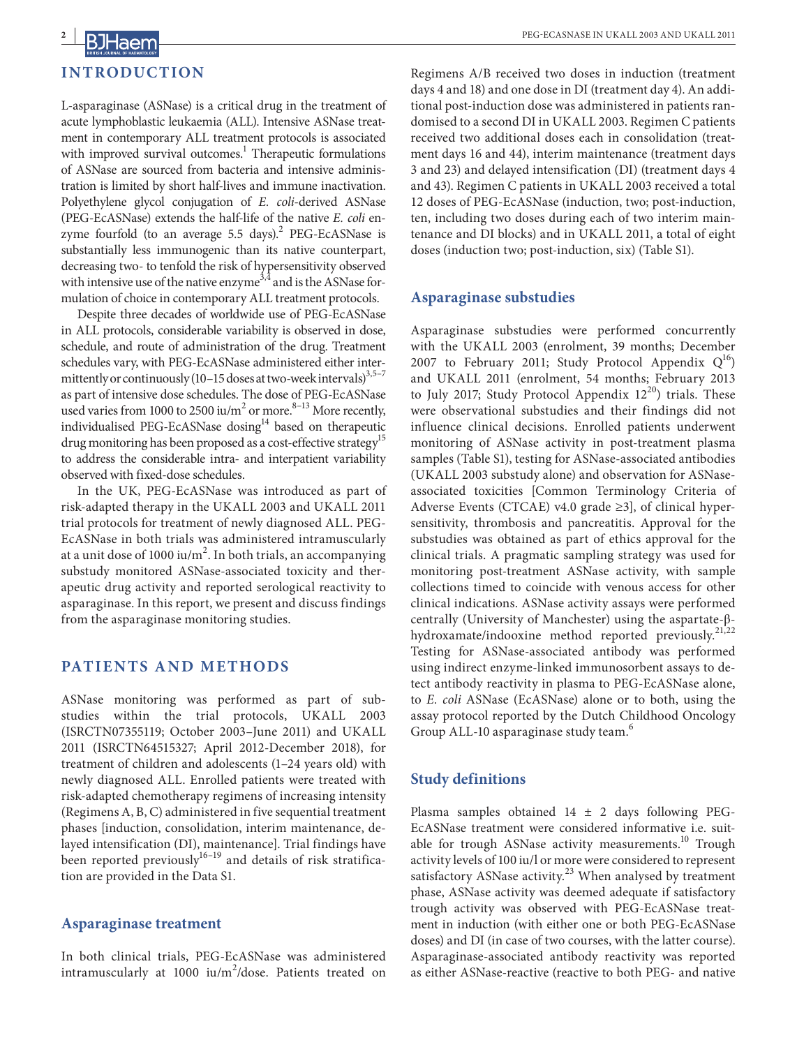## INTRODUCTION

L-asparaginase (ASNase) is a critical drug in the treatment of acute lymphoblastic leukaemia (ALL). Intensive ASNase treatment in contemporary ALL treatment protocols is associated with improved survival outcomes.[1] Therapeutic formulations of ASNase are sourced from bacteria and intensive administration is limited by short half-lives and immune inactivation. Polyethylene glycol conjugation of *E. coli*-derived ASNase (PEG-EcASNase) extends the half-life of the native *E. coli* enzyme fourfold (to an average 5.5 days).[2] PEG-EcASNase is substantially less immunogenic than its native counterpart, decreasing two- to tenfold the risk of hypersensitivity observed with intensive use of the native enzyme[3,4] and is the ASNase formulation of choice in contemporary ALL treatment protocols.

Despite three decades of worldwide use of PEG-EcASNase in ALL protocols, considerable variability is observed in dose, schedule, and route of administration of the drug. Treatment schedules vary, with PEG-EcASNase administered either intermittently or continuously (10–15 doses at two-week intervals)[3,5–7] as part of intensive dose schedules. The dose of PEG-EcASNase used varies from 1000 to 2500 iu/m$^2$ or more.[8–13] More recently, individualised PEG-EcASNase dosing[14] based on therapeutic drug monitoring has been proposed as a cost-effective strategy[15] to address the considerable intra- and interpatient variability observed with fixed-dose schedules.

In the UK, PEG-EcASNase was introduced as part of risk-adapted therapy in the UKALL 2003 and UKALL 2011 trial protocols for treatment of newly diagnosed ALL. PEG-EcASNase in both trials was administered intramuscularly at a unit dose of 1000 iu/m$^2$. In both trials, an accompanying substudy monitored ASNase-associated toxicity and therapeutic drug activity and reported serological reactivity to asparaginase. In this report, we present and discuss findings from the asparaginase monitoring studies.

## PATIENTS AND METHODS

ASNase monitoring was performed as part of substudies within the trial protocols, UKALL 2003 (ISRCTN07355119; October 2003–June 2011) and UKALL 2011 (ISRCTN64515327; April 2012-December 2018), for treatment of children and adolescents (1–24 years old) with newly diagnosed ALL. Enrolled patients were treated with risk-adapted chemotherapy regimens of increasing intensity (Regimens A, B, C) administered in five sequential treatment phases [induction, consolidation, interim maintenance, delayed intensification (DI), maintenance]. Trial findings have been reported previously[16–19] and details of risk stratification are provided in the Data S1.

### Asparaginase treatment

In both clinical trials, PEG-EcASNase was administered intramuscularly at 1000 iu/m$^2$/dose. Patients treated on Regimens A/B received two doses in induction (treatment days 4 and 18) and one dose in DI (treatment day 4). An additional post-induction dose was administered in patients randomised to a second DI in UKALL 2003. Regimen C patients received two additional doses each in consolidation (treatment days 16 and 44), interim maintenance (treatment days 3 and 23) and delayed intensification (DI) (treatment days 4 and 43). Regimen C patients in UKALL 2003 received a total 12 doses of PEG-EcASNase (induction, two; post-induction, ten, including two doses during each of two interim maintenance and DI blocks) and in UKALL 2011, a total of eight doses (induction two; post-induction, six) (Table S1).

### Asparaginase substudies

Asparaginase substudies were performed concurrently with the UKALL 2003 (enrolment, 39 months; December 2007 to February 2011; Study Protocol Appendix Q[16]) and UKALL 2011 (enrolment, 54 months; February 2013 to July 2017; Study Protocol Appendix 12[20]) trials. These were observational substudies and their findings did not influence clinical decisions. Enrolled patients underwent monitoring of ASNase activity in post-treatment plasma samples (Table S1), testing for ASNase-associated antibodies (UKALL 2003 substudy alone) and observation for ASNase-associated toxicities [Common Terminology Criteria of Adverse Events (CTCAE) v4.0 grade ≥3], of clinical hypersensitivity, thrombosis and pancreatitis. Approval for the substudies was obtained as part of ethics approval for the clinical trials. A pragmatic sampling strategy was used for monitoring post-treatment ASNase activity, with sample collections timed to coincide with venous access for other clinical indications. ASNase activity assays were performed centrally (University of Manchester) using the aspartate-β-hydroxamate/indooxine method reported previously.[21,22] Testing for ASNase-associated antibody was performed using indirect enzyme-linked immunosorbent assays to detect antibody reactivity in plasma to PEG-EcASNase alone, to *E. coli* ASNase (EcASNase) alone or to both, using the assay protocol reported by the Dutch Childhood Oncology Group ALL-10 asparaginase study team.[6]

### Study definitions

Plasma samples obtained 14 ± 2 days following PEG-EcASNase treatment were considered informative i.e. suitable for trough ASNase activity measurements.[10] Trough activity levels of 100 iu/l or more were considered to represent satisfactory ASNase activity.[23] When analysed by treatment phase, ASNase activity was deemed adequate if satisfactory trough activity was observed with PEG-EcASNase treatment in induction (with either one or both PEG-EcASNase doses) and DI (in case of two courses, with the latter course). Asparaginase-associated antibody reactivity was reported as either ASNase-reactive (reactive to both PEG- and native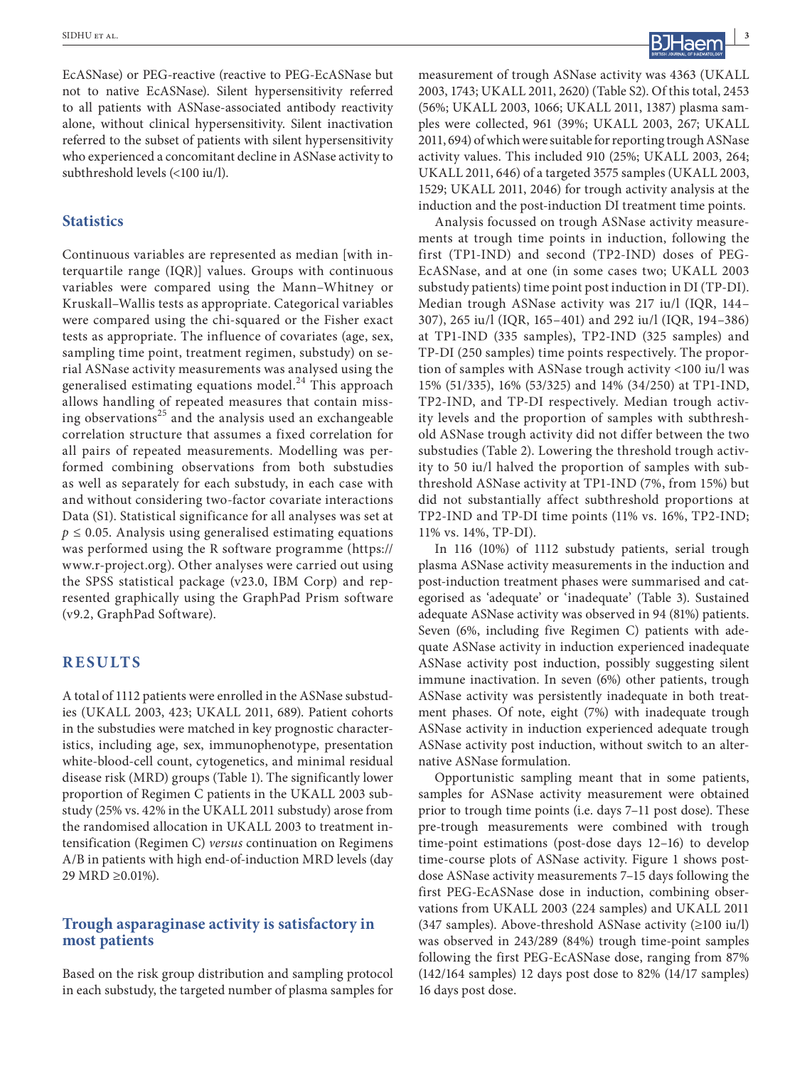EcASNase) or PEG-reactive (reactive to PEG-EcASNase but not to native EcASNase). Silent hypersensitivity referred to all patients with ASNase-associated antibody reactivity alone, without clinical hypersensitivity. Silent inactivation referred to the subset of patients with silent hypersensitivity who experienced a concomitant decline in ASNase activity to subthreshold levels (<100 iu/l).

## Statistics

Continuous variables are represented as median [with interquartile range (IQR)] values. Groups with continuous variables were compared using the Mann–Whitney or Kruskall–Wallis tests as appropriate. Categorical variables were compared using the chi-squared or the Fisher exact tests as appropriate. The influence of covariates (age, sex, sampling time point, treatment regimen, substudy) on serial ASNase activity measurements was analysed using the generalised estimating equations model.[24] This approach allows handling of repeated measures that contain missing observations[25] and the analysis used an exchangeable correlation structure that assumes a fixed correlation for all pairs of repeated measurements. Modelling was performed combining observations from both substudies as well as separately for each substudy, in each case with and without considering two-factor covariate interactions Data (S1). Statistical significance for all analyses was set at $p \leq 0.05$. Analysis using generalised estimating equations was performed using the R software programme (https://www.r-project.org). Other analyses were carried out using the SPSS statistical package (v23.0, IBM Corp) and represented graphically using the GraphPad Prism software (v9.2, GraphPad Software).

# RESULTS

A total of 1112 patients were enrolled in the ASNase substudies (UKALL 2003, 423; UKALL 2011, 689). Patient cohorts in the substudies were matched in key prognostic characteristics, including age, sex, immunophenotype, presentation white-blood-cell count, cytogenetics, and minimal residual disease risk (MRD) groups (Table 1). The significantly lower proportion of Regimen C patients in the UKALL 2003 substudy (25% vs. 42% in the UKALL 2011 substudy) arose from the randomised allocation in UKALL 2003 to treatment intensification (Regimen C) *versus* continuation on Regimens A/B in patients with high end-of-induction MRD levels (day 29 MRD ≥0.01%).

## Trough asparaginase activity is satisfactory in most patients

Based on the risk group distribution and sampling protocol in each substudy, the targeted number of plasma samples for measurement of trough ASNase activity was 4363 (UKALL 2003, 1743; UKALL 2011, 2620) (Table S2). Of this total, 2453 (56%; UKALL 2003, 1066; UKALL 2011, 1387) plasma samples were collected, 961 (39%; UKALL 2003, 267; UKALL 2011, 694) of which were suitable for reporting trough ASNase activity values. This included 910 (25%; UKALL 2003, 264; UKALL 2011, 646) of a targeted 3575 samples (UKALL 2003, 1529; UKALL 2011, 2046) for trough activity analysis at the induction and the post-induction DI treatment time points.

Analysis focussed on trough ASNase activity measurements at trough time points in induction, following the first (TP1-IND) and second (TP2-IND) doses of PEG-EcASNase, and at one (in some cases two; UKALL 2003 substudy patients) time point post induction in DI (TP-DI). Median trough ASNase activity was 217 iu/l (IQR, 144–307), 265 iu/l (IQR, 165–401) and 292 iu/l (IQR, 194–386) at TP1-IND (335 samples), TP2-IND (325 samples) and TP-DI (250 samples) time points respectively. The proportion of samples with ASNase trough activity <100 iu/l was 15% (51/335), 16% (53/325) and 14% (34/250) at TP1-IND, TP2-IND, and TP-DI respectively. Median trough activity levels and the proportion of samples with subthreshold ASNase trough activity did not differ between the two substudies (Table 2). Lowering the threshold trough activity to 50 iu/l halved the proportion of samples with subthreshold ASNase activity at TP1-IND (7%, from 15%) but did not substantially affect subthreshold proportions at TP2-IND and TP-DI time points (11% vs. 16%, TP2-IND; 11% vs. 14%, TP-DI).

In 116 (10%) of 1112 substudy patients, serial trough plasma ASNase activity measurements in the induction and post-induction treatment phases were summarised and categorised as 'adequate' or 'inadequate' (Table 3). Sustained adequate ASNase activity was observed in 94 (81%) patients. Seven (6%, including five Regimen C) patients with adequate ASNase activity in induction experienced inadequate ASNase activity post induction, possibly suggesting silent immune inactivation. In seven (6%) other patients, trough ASNase activity was persistently inadequate in both treatment phases. Of note, eight (7%) with inadequate trough ASNase activity in induction experienced adequate trough ASNase activity post induction, without switch to an alternative ASNase formulation.

Opportunistic sampling meant that in some patients, samples for ASNase activity measurement were obtained prior to trough time points (i.e. days 7–11 post dose). These pre-trough measurements were combined with trough time-point estimations (post-dose days 12–16) to develop time-course plots of ASNase activity. Figure 1 shows post-dose ASNase activity measurements 7–15 days following the first PEG-EcASNase dose in induction, combining observations from UKALL 2003 (224 samples) and UKALL 2011 (347 samples). Above-threshold ASNase activity (≥100 iu/l) was observed in 243/289 (84%) trough time-point samples following the first PEG-EcASNase dose, ranging from 87% (142/164 samples) 12 days post dose to 82% (14/17 samples) 16 days post dose.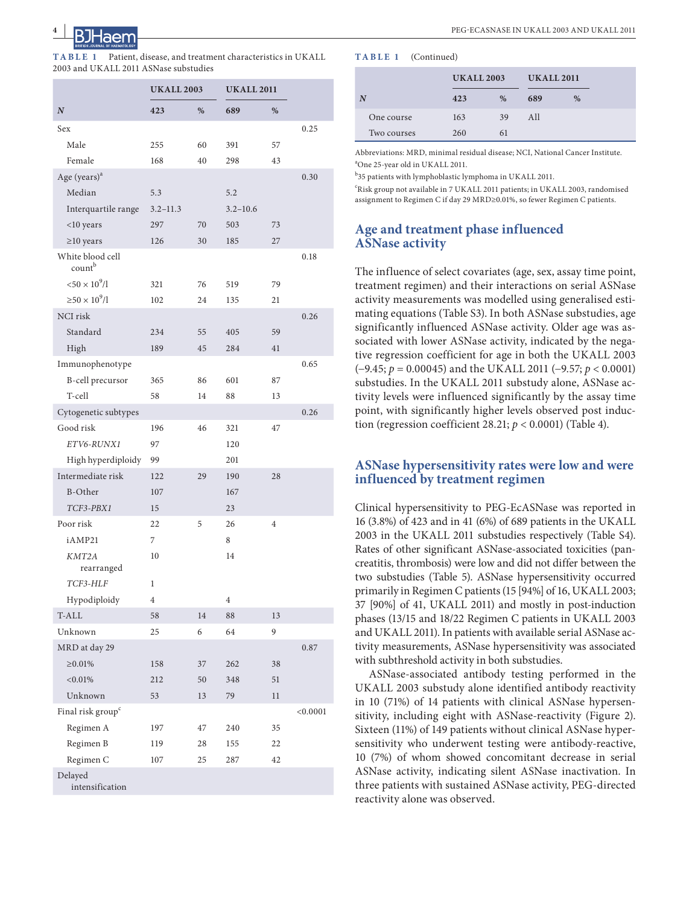**TABLE 1** Patient, disease, and treatment characteristics in UKALL 2003 and UKALL 2011 ASNase substudies

| | UKALL 2003 | | UKALL 2011 | | |
|---|---|---|---|---|---|
| ***N*** | **423** | **%** | **689** | **%** | |
| Sex | | | | | 0.25 |
| Male | 255 | 60 | 391 | 57 | |
| Female | 168 | 40 | 298 | 43 | |
| Age (years)[a] | | | | | 0.30 |
| Median | 5.3 | | 5.2 | | |
| Interquartile range | 3.2–11.3 | | 3.2–10.6 | | |
| <10 years | 297 | 70 | 503 | 73 | |
| ≥10 years | 126 | 30 | 185 | 27 | |
| White blood cell count[b] | | | | | 0.18 |
| $<50 \times 10^9$/l | 321 | 76 | 519 | 79 | |
| $\geq 50 \times 10^9$/l | 102 | 24 | 135 | 21 | |
| NCI risk | | | | | 0.26 |
| Standard | 234 | 55 | 405 | 59 | |
| High | 189 | 45 | 284 | 41 | |
| Immunophenotype | | | | | 0.65 |
| B-cell precursor | 365 | 86 | 601 | 87 | |
| T-cell | 58 | 14 | 88 | 13 | |
| Cytogenetic subtypes | | | | | 0.26 |
| Good risk | 196 | 46 | 321 | 47 | |
| *ETV6-RUNX1* | 97 | | 120 | | |
| High hyperdiploidy | 99 | | 201 | | |
| Intermediate risk | 122 | 29 | 190 | 28 | |
| B-Other | 107 | | 167 | | |
| *TCF3-PBX1* | 15 | | 23 | | |
| Poor risk | 22 | 5 | 26 | 4 | |
| iAMP21 | 7 | | 8 | | |
| *KMT2A* rearranged | 10 | | 14 | | |
| *TCF3-HLF* | 1 | | | | |
| Hypodiploidy | 4 | | 4 | | |
| T-ALL | 58 | 14 | 88 | 13 | |
| Unknown | 25 | 6 | 64 | 9 | |
| MRD at day 29 | | | | | 0.87 |
| ≥0.01% | 158 | 37 | 262 | 38 | |
| <0.01% | 212 | 50 | 348 | 51 | |
| Unknown | 53 | 13 | 79 | 11 | |
| Final risk group[c] | | | | | <0.0001 |
| Regimen A | 197 | 47 | 240 | 35 | |
| Regimen B | 119 | 28 | 155 | 22 | |
| Regimen C | 107 | 25 | 287 | 42 | |
| Delayed intensification | | | | | |
| One course | 163 | 39 | All | | |
| Two courses | 260 | 61 | | | |

Abbreviations: MRD, minimal residual disease; NCI, National Cancer Institute.
[a]One 25-year old in UKALL 2011.
[b]35 patients with lymphoblastic lymphoma in UKALL 2011.
[c]Risk group not available in 7 UKALL 2011 patients; in UKALL 2003, randomised assignment to Regimen C if day 29 MRD≥0.01%, so fewer Regimen C patients.

## Age and treatment phase influenced ASNase activity

The influence of select covariates (age, sex, assay time point, treatment regimen) and their interactions on serial ASNase activity measurements was modelled using generalised estimating equations (Table S3). In both ASNase substudies, age significantly influenced ASNase activity. Older age was associated with lower ASNase activity, indicated by the negative regression coefficient for age in both the UKALL 2003 (−9.45; $p = 0.00045$) and the UKALL 2011 (−9.57; $p < 0.0001$) substudies. In the UKALL 2011 substudy alone, ASNase activity levels were influenced significantly by the assay time point, with significantly higher levels observed post induction (regression coefficient 28.21; $p < 0.0001$) (Table 4).

## ASNase hypersensitivity rates were low and were influenced by treatment regimen

Clinical hypersensitivity to PEG-EcASNase was reported in 16 (3.8%) of 423 and in 41 (6%) of 689 patients in the UKALL 2003 in the UKALL 2011 substudies respectively (Table S4). Rates of other significant ASNase-associated toxicities (pancreatitis, thrombosis) were low and did not differ between the two substudies (Table 5). ASNase hypersensitivity occurred primarily in Regimen C patients (15 [94%] of 16, UKALL 2003; 37 [90%] of 41, UKALL 2011) and mostly in post-induction phases (13/15 and 18/22 Regimen C patients in UKALL 2003 and UKALL 2011). In patients with available serial ASNase activity measurements, ASNase hypersensitivity was associated with subthreshold activity in both substudies.

ASNase-associated antibody testing performed in the UKALL 2003 substudy alone identified antibody reactivity in 10 (71%) of 14 patients with clinical ASNase hypersensitivity, including eight with ASNase-reactivity (Figure 2). Sixteen (11%) of 149 patients without clinical ASNase hypersensitivity who underwent testing were antibody-reactive, 10 (7%) of whom showed concomitant decrease in serial ASNase activity, indicating silent ASNase inactivation. In three patients with sustained ASNase activity, PEG-directed reactivity alone was observed.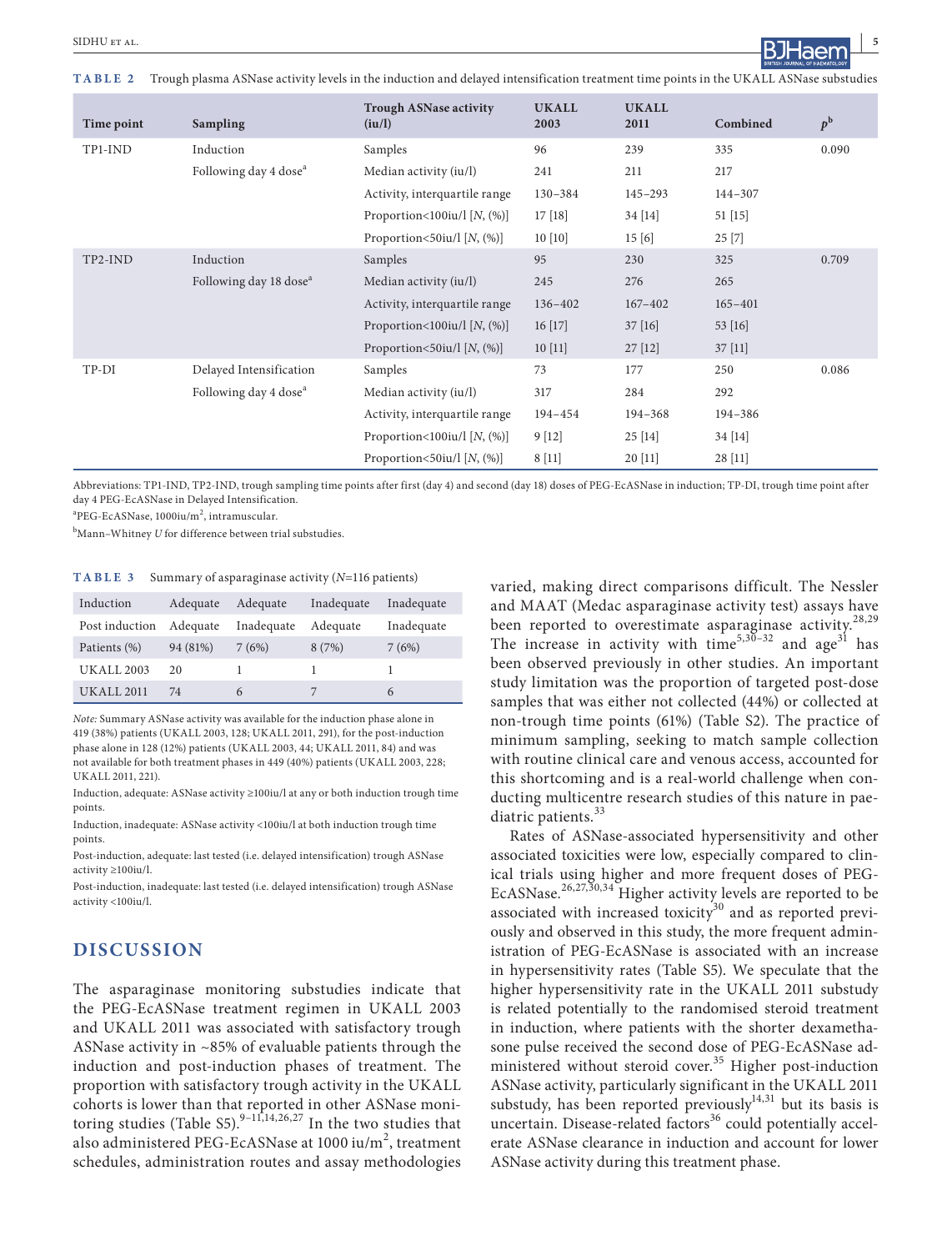**TABLE 2** Trough plasma ASNase activity levels in the induction and delayed intensification treatment time points in the UKALL ASNase substudies

| Time point | Sampling | Trough ASNase activity (iu/l) | UKALL 2003 | UKALL 2011 | Combined | $p$[b] |
|---|---|---|---|---|---|---|
| TP1-IND | Induction | Samples | 96 | 239 | 335 | 0.090 |
| | Following day 4 dose[a] | Median activity (iu/l) | 241 | 211 | 217 | |
| | | Activity, interquartile range | 130–384 | 145–293 | 144–307 | |
| | | Proportion<100iu/l [N, (%)] | 17 [18] | 34 [14] | 51 [15] | |
| | | Proportion<50iu/l [N, (%)] | 10 [10] | 15 [6] | 25 [7] | |
| TP2-IND | Induction | Samples | 95 | 230 | 325 | 0.709 |
| | Following day 18 dose[a] | Median activity (iu/l) | 245 | 276 | 265 | |
| | | Activity, interquartile range | 136–402 | 167–402 | 165–401 | |
| | | Proportion<100iu/l [N, (%)] | 16 [17] | 37 [16] | 53 [16] | |
| | | Proportion<50iu/l [N, (%)] | 10 [11] | 27 [12] | 37 [11] | |
| TP-DI | Delayed Intensification | Samples | 73 | 177 | 250 | 0.086 |
| | Following day 4 dose[a] | Median activity (iu/l) | 317 | 284 | 292 | |
| | | Activity, interquartile range | 194–454 | 194–368 | 194–386 | |
| | | Proportion<100iu/l [N, (%)] | 9 [12] | 25 [14] | 34 [14] | |
| | | Proportion<50iu/l [N, (%)] | 8 [11] | 20 [11] | 28 [11] | |

Abbreviations: TP1-IND, TP2-IND, trough sampling time points after first (day 4) and second (day 18) doses of PEG-EcASNase in induction; TP-DI, trough time point after day 4 PEG-EcASNase in Delayed Intensification.

[a]PEG-EcASNase, 1000iu/m$^2$, intramuscular.

[b]Mann–Whitney U for difference between trial substudies.

**TABLE 3** Summary of asparaginase activity (N=116 patients)

| Induction | Adequate | Adequate | Inadequate | Inadequate |
|---|---|---|---|---|
| Post induction | Adequate | Inadequate | Adequate | Inadequate |
| Patients (%) | 94 (81%) | 7 (6%) | 8 (7%) | 7 (6%) |
| UKALL 2003 | 20 | 1 | 1 | 1 |
| UKALL 2011 | 74 | 6 | 7 | 6 |

*Note:* Summary ASNase activity was available for the induction phase alone in 419 (38%) patients (UKALL 2003, 128; UKALL 2011, 291), for the post-induction phase alone in 128 (12%) patients (UKALL 2003, 44; UKALL 2011, 84) and was not available for both treatment phases in 449 (40%) patients (UKALL 2003, 228; UKALL 2011, 221).

Induction, adequate: ASNase activity ≥100iu/l at any or both induction trough time points.

Induction, inadequate: ASNase activity <100iu/l at both induction trough time points.

Post-induction, adequate: last tested (i.e. delayed intensification) trough ASNase activity ≥100iu/l.

Post-induction, inadequate: last tested (i.e. delayed intensification) trough ASNase activity <100iu/l.

## DISCUSSION

The asparaginase monitoring substudies indicate that the PEG-EcASNase treatment regimen in UKALL 2003 and UKALL 2011 was associated with satisfactory trough ASNase activity in ~85% of evaluable patients through the induction and post-induction phases of treatment. The proportion with satisfactory trough activity in the UKALL cohorts is lower than that reported in other ASNase monitoring studies (Table S5).[9–11,14,26,27] In the two studies that also administered PEG-EcASNase at 1000 iu/m$^2$, treatment schedules, administration routes and assay methodologies varied, making direct comparisons difficult. The Nessler and MAAT (Medac asparaginase activity test) assays have been reported to overestimate asparaginase activity.[28,29] The increase in activity with time[5,30–32] and age[31] has been observed previously in other studies. An important study limitation was the proportion of targeted post-dose samples that was either not collected (44%) or collected at non-trough time points (61%) (Table S2). The practice of minimum sampling, seeking to match sample collection with routine clinical care and venous access, accounted for this shortcoming and is a real-world challenge when conducting multicentre research studies of this nature in paediatric patients.[33]

Rates of ASNase-associated hypersensitivity and other associated toxicities were low, especially compared to clinical trials using higher and more frequent doses of PEG-EcASNase.[26,27,30,34] Higher activity levels are reported to be associated with increased toxicity[30] and as reported previously and observed in this study, the more frequent administration of PEG-EcASNase is associated with an increase in hypersensitivity rates (Table S5). We speculate that the higher hypersensitivity rate in the UKALL 2011 substudy is related potentially to the randomised steroid treatment in induction, where patients with the shorter dexamethasone pulse received the second dose of PEG-EcASNase administered without steroid cover.[35] Higher post-induction ASNase activity, particularly significant in the UKALL 2011 substudy, has been reported previously[14,31] but its basis is uncertain. Disease-related factors[36] could potentially accelerate ASNase clearance in induction and account for lower ASNase activity during this treatment phase.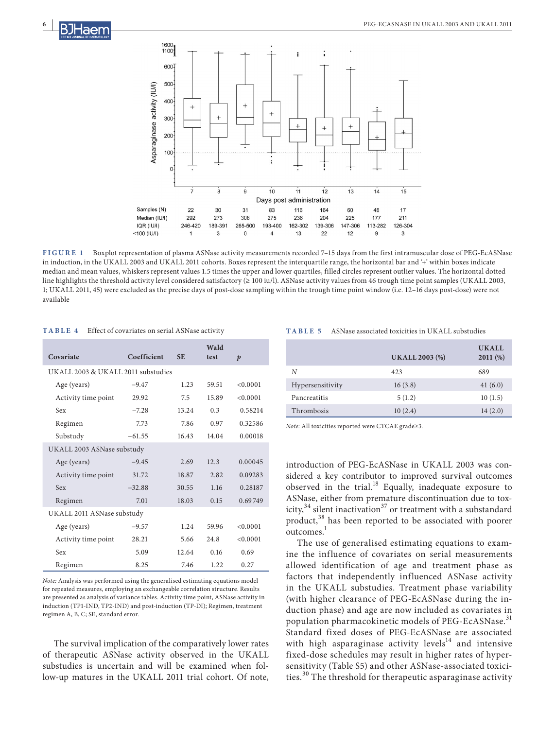| Samples (N) | 22 | 30 | 31 | 83 | 116 | 164 | 60 | 48 | 17 |
|---|---|---|---|---|---|---|---|---|---|
| Median (IU/l) | 292 | 273 | 308 | 275 | 236 | 204 | 225 | 177 | 211 |
| IQR (IU/l) | 246-420 | 189-391 | 265-500 | 193-400 | 162-302 | 139-306 | 147-306 | 113-282 | 126-304 |
| <100 (IU/l) | 1 | 3 | 0 | 4 | 13 | 22 | 12 | 9 | 3 |

**FIGURE 1** Boxplot representation of plasma ASNase activity measurements recorded 7–15 days from the first intramuscular dose of PEG-EcASNase in induction, in the UKALL 2003 and UKALL 2011 cohorts. Boxes represent the interquartile range, the horizontal bar and '+' within boxes indicate median and mean values, whiskers represent values 1.5 times the upper and lower quartiles, filled circles represent outlier values. The horizontal dotted line highlights the threshold activity level considered satisfactory (≥ 100 iu/l). ASNase activity values from 46 trough time point samples (UKALL 2003, 1; UKALL 2011, 45) were excluded as the precise days of post-dose sampling within the trough time point window (i.e. 12–16 days post-dose) were not available

**TABLE 4** Effect of covariates on serial ASNase activity

| Covariate | Coefficient | SE | Wald test | p |
|---|---|---|---|---|
| UKALL 2003 & UKALL 2011 substudies | | | | |
| Age (years) | −9.47 | 1.23 | 59.51 | <0.0001 |
| Activity time point | 29.92 | 7.5 | 15.89 | <0.0001 |
| Sex | −7.28 | 13.24 | 0.3 | 0.58214 |
| Regimen | 7.73 | 7.86 | 0.97 | 0.32586 |
| Substudy | −61.55 | 16.43 | 14.04 | 0.00018 |
| UKALL 2003 ASNase substudy | | | | |
| Age (years) | −9.45 | 2.69 | 12.3 | 0.00045 |
| Activity time point | 31.72 | 18.87 | 2.82 | 0.09283 |
| Sex | −32.88 | 30.55 | 1.16 | 0.28187 |
| Regimen | 7.01 | 18.03 | 0.15 | 0.69749 |
| UKALL 2011 ASNase substudy | | | | |
| Age (years) | −9.57 | 1.24 | 59.96 | <0.0001 |
| Activity time point | 28.21 | 5.66 | 24.8 | <0.0001 |
| Sex | 5.09 | 12.64 | 0.16 | 0.69 |
| Regimen | 8.25 | 7.46 | 1.22 | 0.27 |

*Note:* Analysis was performed using the generalised estimating equations model for repeated measures, employing an exchangeable correlation structure. Results are presented as analysis of variance tables. Activity time point, ASNase activity in induction (TP1-IND, TP2-IND) and post-induction (TP-DI); Regimen, treatment regimen A, B, C; SE, standard error.

The survival implication of the comparatively lower rates of therapeutic ASNase activity observed in the UKALL substudies is uncertain and will be examined when follow-up matures in the UKALL 2011 trial cohort. Of note, introduction of PEG-EcASNase in UKALL 2003 was considered a key contributor to improved survival outcomes observed in the trial.[18] Equally, inadequate exposure to ASNase, either from premature discontinuation due to toxicity,[34] silent inactivation[37] or treatment with a substandard product,[38] has been reported to be associated with poorer outcomes.[1]

**TABLE 5** ASNase associated toxicities in UKALL substudies

| | UKALL 2003 (%) | UKALL 2011 (%) |
|---|---|---|
| N | 423 | 689 |
| Hypersensitivity | 16 (3.8) | 41 (6.0) |
| Pancreatitis | 5 (1.2) | 10 (1.5) |
| Thrombosis | 10 (2.4) | 14 (2.0) |

*Note:* All toxicities reported were CTCAE grade≥3.

The use of generalised estimating equations to examine the influence of covariates on serial measurements allowed identification of age and treatment phase as factors that independently influenced ASNase activity in the UKALL substudies. Treatment phase variability (with higher clearance of PEG-EcASNase during the induction phase) and age are now included as covariates in population pharmacokinetic models of PEG-EcASNase.[31] Standard fixed doses of PEG-EcASNase are associated with high asparaginase activity levels[14] and intensive fixed-dose schedules may result in higher rates of hypersensitivity (Table S5) and other ASNase-associated toxicities.[30] The threshold for therapeutic asparaginase activity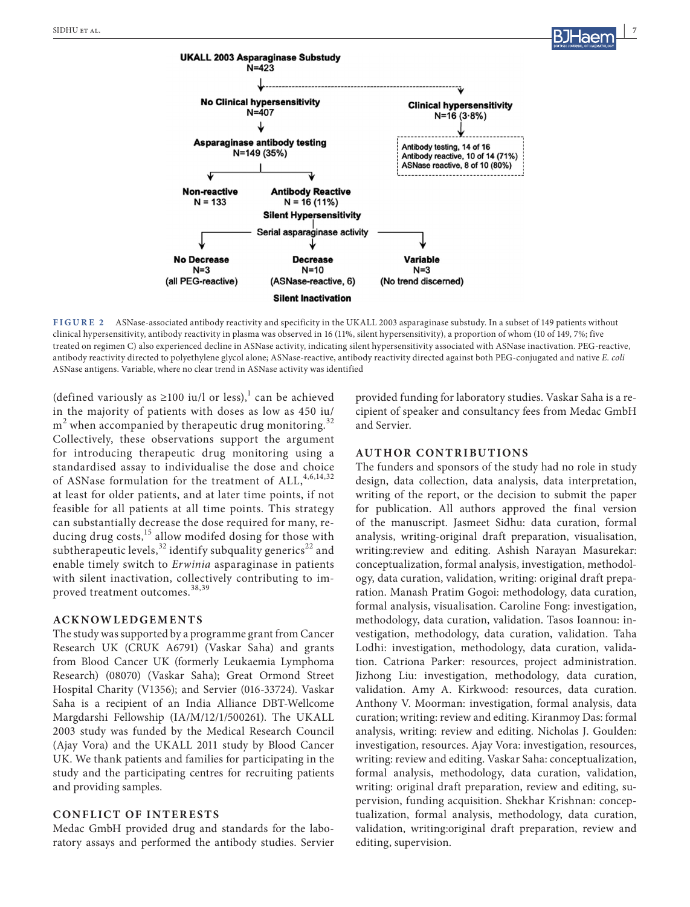UKALL 2003 Asparaginase Substudy
N=423

No Clinical hypersensitivity
N=407

Clinical hypersensitivity
N=16 (3·8%)

Antibody testing, 14 of 16
Antibody reactive, 10 of 14 (71%)
ASNase reactive, 8 of 10 (80%)

Asparaginase antibody testing
N=149 (35%)

Non-reactive
N = 133

Antibody Reactive
N = 16 (11%)
Silent Hypersensitivity

Serial asparaginase activity

No Decrease
N=3
(all PEG-reactive)

Decrease
N=10
(ASNase-reactive, 6)
Silent Inactivation

Variable
N=3
(No trend discerned)

**FIGURE 2** ASNase-associated antibody reactivity and specificity in the UKALL 2003 asparaginase substudy. In a subset of 149 patients without clinical hypersensitivity, antibody reactivity in plasma was observed in 16 (11%, silent hypersensitivity), a proportion of whom (10 of 149, 7%; five treated on regimen C) also experienced decline in ASNase activity, indicating silent hypersensitivity associated with ASNase inactivation. PEG-reactive, antibody reactivity directed to polyethylene glycol alone; ASNase-reactive, antibody reactivity directed against both PEG-conjugated and native *E. coli* ASNase antigens. Variable, where no clear trend in ASNase activity was identified

(defined variously as ≥100 iu/l or less),[1] can be achieved in the majority of patients with doses as low as 450 iu/m$^2$ when accompanied by therapeutic drug monitoring.[32] Collectively, these observations support the argument for introducing therapeutic drug monitoring using a standardised assay to individualise the dose and choice of ASNase formulation for the treatment of ALL,[4,6,14,32] at least for older patients, and at later time points, if not feasible for all patients at all time points. This strategy can substantially decrease the dose required for many, reducing drug costs,[15] allow modifed dosing for those with subtherapeutic levels,[32] identify subquality generics[22] and enable timely switch to *Erwinia* asparaginase in patients with silent inactivation, collectively contributing to improved treatment outcomes.[38,39]

## ACKNOWLEDGEMENTS

The study was supported by a programme grant from Cancer Research UK (CRUK A6791) (Vaskar Saha) and grants from Blood Cancer UK (formerly Leukaemia Lymphoma Research) (08070) (Vaskar Saha); Great Ormond Street Hospital Charity (V1356); and Servier (016-33724). Vaskar Saha is a recipient of an India Alliance DBT-Wellcome Margdarshi Fellowship (IA/M/12/1/500261). The UKALL 2003 study was funded by the Medical Research Council (Ajay Vora) and the UKALL 2011 study by Blood Cancer UK. We thank patients and families for participating in the study and the participating centres for recruiting patients and providing samples.

## CONFLICT OF INTERESTS

Medac GmbH provided drug and standards for the laboratory assays and performed the antibody studies. Servier provided funding for laboratory studies. Vaskar Saha is a recipient of speaker and consultancy fees from Medac GmbH and Servier.

## AUTHOR CONTRIBUTIONS

The funders and sponsors of the study had no role in study design, data collection, data analysis, data interpretation, writing of the report, or the decision to submit the paper for publication. All authors approved the final version of the manuscript. Jasmeet Sidhu: data curation, formal analysis, writing-original draft preparation, visualisation, writing:review and editing. Ashish Narayan Masurekar: conceptualization, formal analysis, investigation, methodology, data curation, validation, writing: original draft preparation. Manash Pratim Gogoi: methodology, data curation, formal analysis, visualisation. Caroline Fong: investigation, methodology, data curation, validation. Tasos Ioannou: investigation, methodology, data curation, validation. Taha Lodhi: investigation, methodology, data curation, validation. Catriona Parker: resources, project administration. Jizhong Liu: investigation, methodology, data curation, validation. Amy A. Kirkwood: resources, data curation. Anthony V. Moorman: investigation, formal analysis, data curation; writing: review and editing. Kiranmoy Das: formal analysis, writing: review and editing. Nicholas J. Goulden: investigation, resources. Ajay Vora: investigation, resources, writing: review and editing. Vaskar Saha: conceptualization, formal analysis, methodology, data curation, validation, writing: original draft preparation, review and editing, supervision, funding acquisition. Shekhar Krishnan: conceptualization, formal analysis, methodology, data curation, validation, writing:original draft preparation, review and editing, supervision.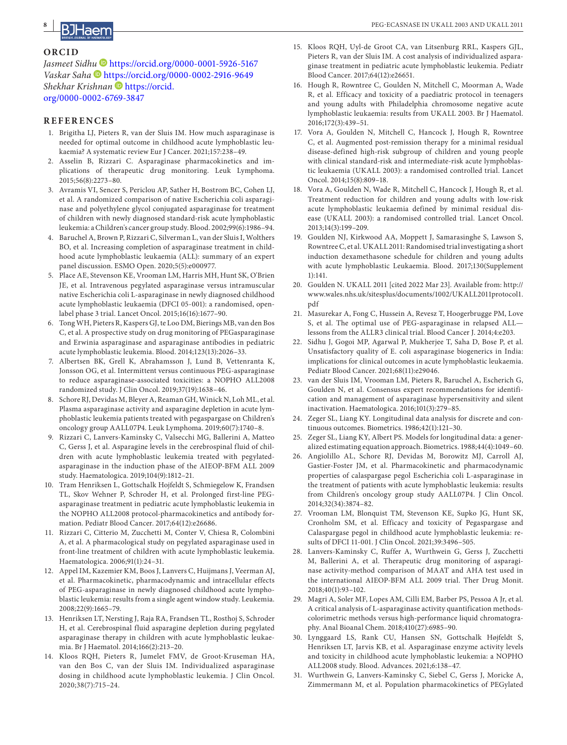## ORCID

*Jasmeet Sidhu* https://orcid.org/0000-0001-5926-5167
*Vaskar Saha* https://orcid.org/0000-0002-2916-9649
*Shekhar Krishnan* https://orcid.org/0000-0002-6769-3847

## REFERENCES

1. Brigitha LJ, Pieters R, van der Sluis IM. How much asparaginase is needed for optimal outcome in childhood acute lymphoblastic leukaemia? A systematic review Eur J Cancer. 2021;157:238–49.
2. Asselin B, Rizzari C. Asparaginase pharmacokinetics and implications of therapeutic drug monitoring. Leuk Lymphoma. 2015;56(8):2273–80.
3. Avramis VI, Sencer S, Periclou AP, Sather H, Bostrom BC, Cohen LJ, et al. A randomized comparison of native Escherichia coli asparaginase and polyethylene glycol conjugated asparaginase for treatment of children with newly diagnosed standard-risk acute lymphoblastic leukemia: a Children's cancer group study. Blood. 2002;99(6):1986–94.
4. Baruchel A, Brown P, Rizzari C, Silverman L, van der Sluis I, Wolthers BO, et al. Increasing completion of asparaginase treatment in childhood acute lymphoblastic leukaemia (ALL): summary of an expert panel discussion. ESMO Open. 2020;5(5):e000977.
5. Place AE, Stevenson KE, Vrooman LM, Harris MH, Hunt SK, O'Brien JE, et al. Intravenous pegylated asparaginase versus intramuscular native Escherichia coli L-asparaginase in newly diagnosed childhood acute lymphoblastic leukaemia (DFCI 05-001): a randomised, open-label phase 3 trial. Lancet Oncol. 2015;16(16):1677–90.
6. Tong WH, Pieters R, Kaspers GJ, te Loo DM, Bierings MB, van den Bos C, et al. A prospective study on drug monitoring of PEGasparaginase and Erwinia asparaginase and asparaginase antibodies in pediatric acute lymphoblastic leukemia. Blood. 2014;123(13):2026–33.
7. Albertsen BK, Grell K, Abrahamsson J, Lund B, Vettenranta K, Jonsson OG, et al. Intermittent versus continuous PEG-asparaginase to reduce asparaginase-associated toxicities: a NOPHO ALL2008 randomized study. J Clin Oncol. 2019;37(19):1638–46.
8. Schore RJ, Devidas M, Bleyer A, Reaman GH, Winick N, Loh ML, et al. Plasma asparaginase activity and asparagine depletion in acute lymphoblastic leukemia patients treated with pegaspargase on Children's oncology group AALL07P4. Leuk Lymphoma. 2019;60(7):1740–8.
9. Rizzari C, Lanvers-Kaminsky C, Valsecchi MG, Ballerini A, Matteo C, Gerss J, et al. Asparagine levels in the cerebrospinal fluid of children with acute lymphoblastic leukemia treated with pegylated-asparaginase in the induction phase of the AIEOP-BFM ALL 2009 study. Haematologica. 2019;104(9):1812–21.
10. Tram Henriksen L, Gottschalk Hojfeldt S, Schmiegelow K, Frandsen TL, Skov Wehner P, Schroder H, et al. Prolonged first-line PEG-asparaginase treatment in pediatric acute lymphoblastic leukemia in the NOPHO ALL2008 protocol-pharmacokinetics and antibody formation. Pediatr Blood Cancer. 2017;64(12):e26686.
11. Rizzari C, Citterio M, Zucchetti M, Conter V, Chiesa R, Colombini A, et al. A pharmacological study on pegylated asparaginase used in front-line treatment of children with acute lymphoblastic leukemia. Haematologica. 2006;91(1):24–31.
12. Appel IM, Kazemier KM, Boos J, Lanvers C, Huijmans J, Veerman AJ, et al. Pharmacokinetic, pharmacodynamic and intracellular effects of PEG-asparaginase in newly diagnosed childhood acute lymphoblastic leukemia: results from a single agent window study. Leukemia. 2008;22(9):1665–79.
13. Henriksen LT, Nersting J, Raja RA, Frandsen TL, Rosthoj S, Schroder H, et al. Cerebrospinal fluid asparagine depletion during pegylated asparaginase therapy in children with acute lymphoblastic leukaemia. Br J Haematol. 2014;166(2):213–20.
14. Kloos RQH, Pieters R, Jumelet FMV, de Groot-Kruseman HA, van den Bos C, van der Sluis IM. Individualized asparaginase dosing in childhood acute lymphoblastic leukemia. J Clin Oncol. 2020;38(7):715–24.
15. Kloos RQH, Uyl-de Groot CA, van Litsenburg RRL, Kaspers GJL, Pieters R, van der Sluis IM. A cost analysis of individualized asparaginase treatment in pediatric acute lymphoblastic leukemia. Pediatr Blood Cancer. 2017;64(12):e26651.
16. Hough R, Rowntree C, Goulden N, Mitchell C, Moorman A, Wade R, et al. Efficacy and toxicity of a paediatric protocol in teenagers and young adults with Philadelphia chromosome negative acute lymphoblastic leukaemia: results from UKALL 2003. Br J Haematol. 2016;172(3):439–51.
17. Vora A, Goulden N, Mitchell C, Hancock J, Hough R, Rowntree C, et al. Augmented post-remission therapy for a minimal residual disease-defined high-risk subgroup of children and young people with clinical standard-risk and intermediate-risk acute lymphoblastic leukaemia (UKALL 2003): a randomised controlled trial. Lancet Oncol. 2014;15(8):809–18.
18. Vora A, Goulden N, Wade R, Mitchell C, Hancock J, Hough R, et al. Treatment reduction for children and young adults with low-risk acute lymphoblastic leukaemia defined by minimal residual disease (UKALL 2003): a randomised controlled trial. Lancet Oncol. 2013;14(3):199–209.
19. Goulden NJ, Kirkwood AA, Moppett J, Samarasinghe S, Lawson S, Rowntree C, et al. UKALL 2011: Randomised trial investigating a short induction dexamethasone schedule for children and young adults with acute lymphoblastic Leukaemia. Blood. 2017;130(Supplement 1):141.
20. Goulden N. UKALL 2011 [cited 2022 Mar 23]. Available from: http://www.wales.nhs.uk/sitesplus/documents/1002/UKALL2011protocol1.pdf
21. Masurekar A, Fong C, Hussein A, Revesz T, Hoogerbrugge PM, Love S, et al. The optimal use of PEG-asparaginase in relapsed ALL—lessons from the ALLR3 clinical trial. Blood Cancer J. 2014;4:e203.
22. Sidhu J, Gogoi MP, Agarwal P, Mukherjee T, Saha D, Bose P, et al. Unsatisfactory quality of E. coli asparaginase biogenerics in India: implications for clinical outcomes in acute lymphoblastic leukaemia. Pediatr Blood Cancer. 2021;68(11):e29046.
23. van der Sluis IM, Vrooman LM, Pieters R, Baruchel A, Escherich G, Goulden N, et al. Consensus expert recommendations for identification and management of asparaginase hypersensitivity and silent inactivation. Haematologica. 2016;101(3):279–85.
24. Zeger SL, Liang KY. Longitudinal data analysis for discrete and continuous outcomes. Biometrics. 1986;42(1):121–30.
25. Zeger SL, Liang KY, Albert PS. Models for longitudinal data: a generalized estimating equation approach. Biometrics. 1988;44(4):1049–60.
26. Angiolillo AL, Schore RJ, Devidas M, Borowitz MJ, Carroll AJ, Gastier-Foster JM, et al. Pharmacokinetic and pharmacodynamic properties of calaspargase pegol Escherichia coli L-asparaginase in the treatment of patients with acute lymphoblastic leukemia: results from Children's oncology group study AALL07P4. J Clin Oncol. 2014;32(34):3874–82.
27. Vrooman LM, Blonquist TM, Stevenson KE, Supko JG, Hunt SK, Cronholm SM, et al. Efficacy and toxicity of Pegaspargase and Calaspargase pegol in childhood acute lymphoblastic leukemia: results of DFCI 11-001. J Clin Oncol. 2021;39:3496–505.
28. Lanvers-Kaminsky C, Ruffer A, Wurthwein G, Gerss J, Zucchetti M, Ballerini A, et al. Therapeutic drug monitoring of asparaginase activity-method comparison of MAAT and AHA test used in the international AIEOP-BFM ALL 2009 trial. Ther Drug Monit. 2018;40(1):93–102.
29. Magri A, Soler MF, Lopes AM, Cilli EM, Barber PS, Pessoa A Jr, et al. A critical analysis of L-asparaginase activity quantification methods-colorimetric methods versus high-performance liquid chromatography. Anal Bioanal Chem. 2018;410(27):6985–90.
30. Lynggaard LS, Rank CU, Hansen SN, Gottschalk Højfeldt S, Henriksen LT, Jarvis KB, et al. Asparaginase enzyme activity levels and toxicity in childhood acute lymphoblastic leukemia: a NOPHO ALL2008 study. Blood. Advances. 2021;6:138–47.
31. Wurthwein G, Lanvers-Kaminsky C, Siebel C, Gerss J, Moricke A, Zimmermann M, et al. Population pharmacokinetics of PEGylated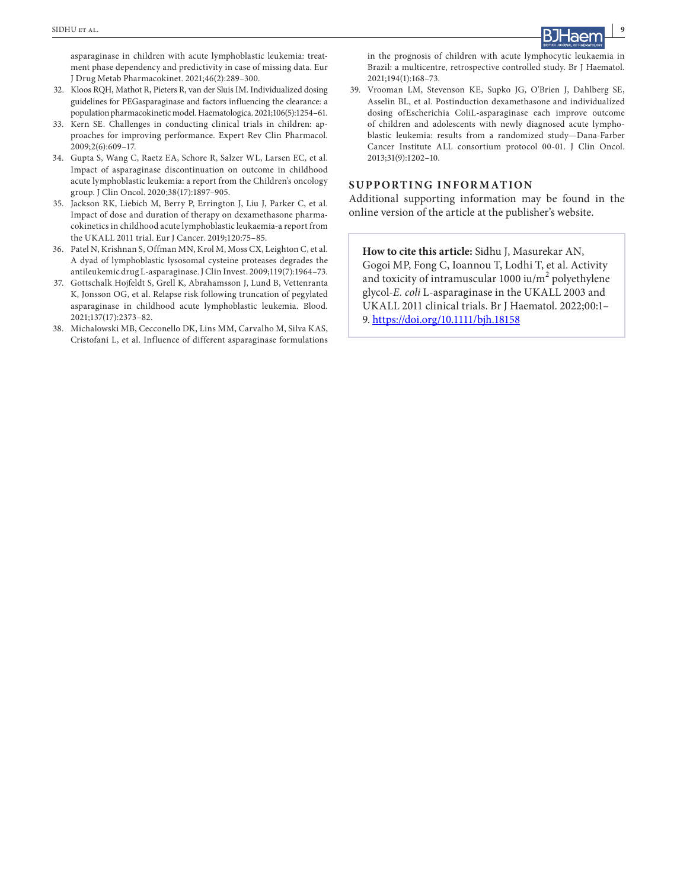asparaginase in children with acute lymphoblastic leukemia: treatment phase dependency and predictivity in case of missing data. Eur J Drug Metab Pharmacokinet. 2021;46(2):289–300.

32. Kloos RQH, Mathot R, Pieters R, van der Sluis IM. Individualized dosing guidelines for PEGasparaginase and factors influencing the clearance: a population pharmacokinetic model. Haematologica. 2021;106(5):1254–61.
33. Kern SE. Challenges in conducting clinical trials in children: approaches for improving performance. Expert Rev Clin Pharmacol. 2009;2(6):609–17.
34. Gupta S, Wang C, Raetz EA, Schore R, Salzer WL, Larsen EC, et al. Impact of asparaginase discontinuation on outcome in childhood acute lymphoblastic leukemia: a report from the Children's oncology group. J Clin Oncol. 2020;38(17):1897–905.
35. Jackson RK, Liebich M, Berry P, Errington J, Liu J, Parker C, et al. Impact of dose and duration of therapy on dexamethasone pharmacokinetics in childhood acute lymphoblastic leukaemia-a report from the UKALL 2011 trial. Eur J Cancer. 2019;120:75–85.
36. Patel N, Krishnan S, Offman MN, Krol M, Moss CX, Leighton C, et al. A dyad of lymphoblastic lysosomal cysteine proteases degrades the antileukemic drug L-asparaginase. J Clin Invest. 2009;119(7):1964–73.
37. Gottschalk Hojfeldt S, Grell K, Abrahamsson J, Lund B, Vettenranta K, Jonsson OG, et al. Relapse risk following truncation of pegylated asparaginase in childhood acute lymphoblastic leukemia. Blood. 2021;137(17):2373–82.
38. Michalowski MB, Cecconello DK, Lins MM, Carvalho M, Silva KAS, Cristofani L, et al. Influence of different asparaginase formulations in the prognosis of children with acute lymphocytic leukaemia in Brazil: a multicentre, retrospective controlled study. Br J Haematol. 2021;194(1):168–73.
39. Vrooman LM, Stevenson KE, Supko JG, O'Brien J, Dahlberg SE, Asselin BL, et al. Postinduction dexamethasone and individualized dosing ofEscherichia ColiL-asparaginase each improve outcome of children and adolescents with newly diagnosed acute lymphoblastic leukemia: results from a randomized study—Dana-Farber Cancer Institute ALL consortium protocol 00-01. J Clin Oncol. 2013;31(9):1202–10.

## SUPPORTING INFORMATION

Additional supporting information may be found in the online version of the article at the publisher's website.

**How to cite this article:** Sidhu J, Masurekar AN, Gogoi MP, Fong C, Ioannou T, Lodhi T, et al. Activity and toxicity of intramuscular 1000 iu/m$^2$ polyethylene glycol-*E. coli* L-asparaginase in the UKALL 2003 and UKALL 2011 clinical trials. Br J Haematol. 2022;00:1–9. https://doi.org/10.1111/bjh.18158